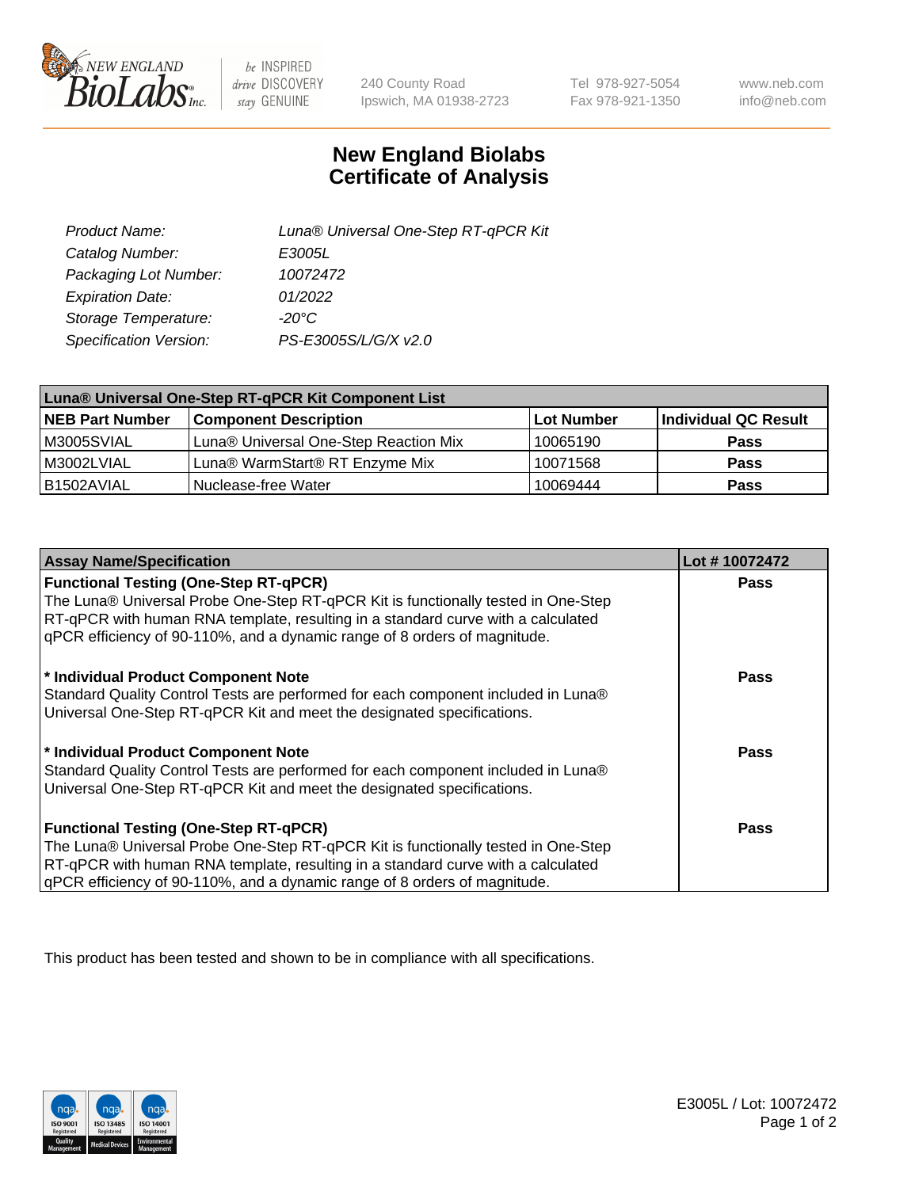# New England Biolabs
# Certificate of Analysis

| | |
|---|---|
| *Product Name:* | *Luna® Universal One-Step RT-qPCR Kit* |
| *Catalog Number:* | *E3005L* |
| *Packaging Lot Number:* | *10072472* |
| *Expiration Date:* | *01/2022* |
| *Storage Temperature:* | *-20°C* |
| *Specification Version:* | *PS-E3005S/L/G/X v2.0* |

| Luna® Universal One-Step RT-qPCR Kit Component List | | | |
|---|---|---|---|
| **NEB Part Number** | **Component Description** | **Lot Number** | **Individual QC Result** |
| M3005SVIAL | Luna® Universal One-Step Reaction Mix | 10065190 | **Pass** |
| M3002LVIAL | Luna® WarmStart® RT Enzyme Mix | 10071568 | **Pass** |
| B1502AVIAL | Nuclease-free Water | 10069444 | **Pass** |

| Assay Name/Specification | Lot # 10072472 |
|---|---|
| **Functional Testing (One-Step RT-qPCR)** The Luna® Universal Probe One-Step RT-qPCR Kit is functionally tested in One-Step RT-qPCR with human RNA template, resulting in a standard curve with a calculated qPCR efficiency of 90-110%, and a dynamic range of 8 orders of magnitude. | **Pass** |
| **\* Individual Product Component Note** Standard Quality Control Tests are performed for each component included in Luna® Universal One-Step RT-qPCR Kit and meet the designated specifications. | **Pass** |
| **\* Individual Product Component Note** Standard Quality Control Tests are performed for each component included in Luna® Universal One-Step RT-qPCR Kit and meet the designated specifications. | **Pass** |
| **Functional Testing (One-Step RT-qPCR)** The Luna® Universal Probe One-Step RT-qPCR Kit is functionally tested in One-Step RT-qPCR with human RNA template, resulting in a standard curve with a calculated qPCR efficiency of 90-110%, and a dynamic range of 8 orders of magnitude. | **Pass** |

This product has been tested and shown to be in compliance with all specifications.

E3005L / Lot: 10072472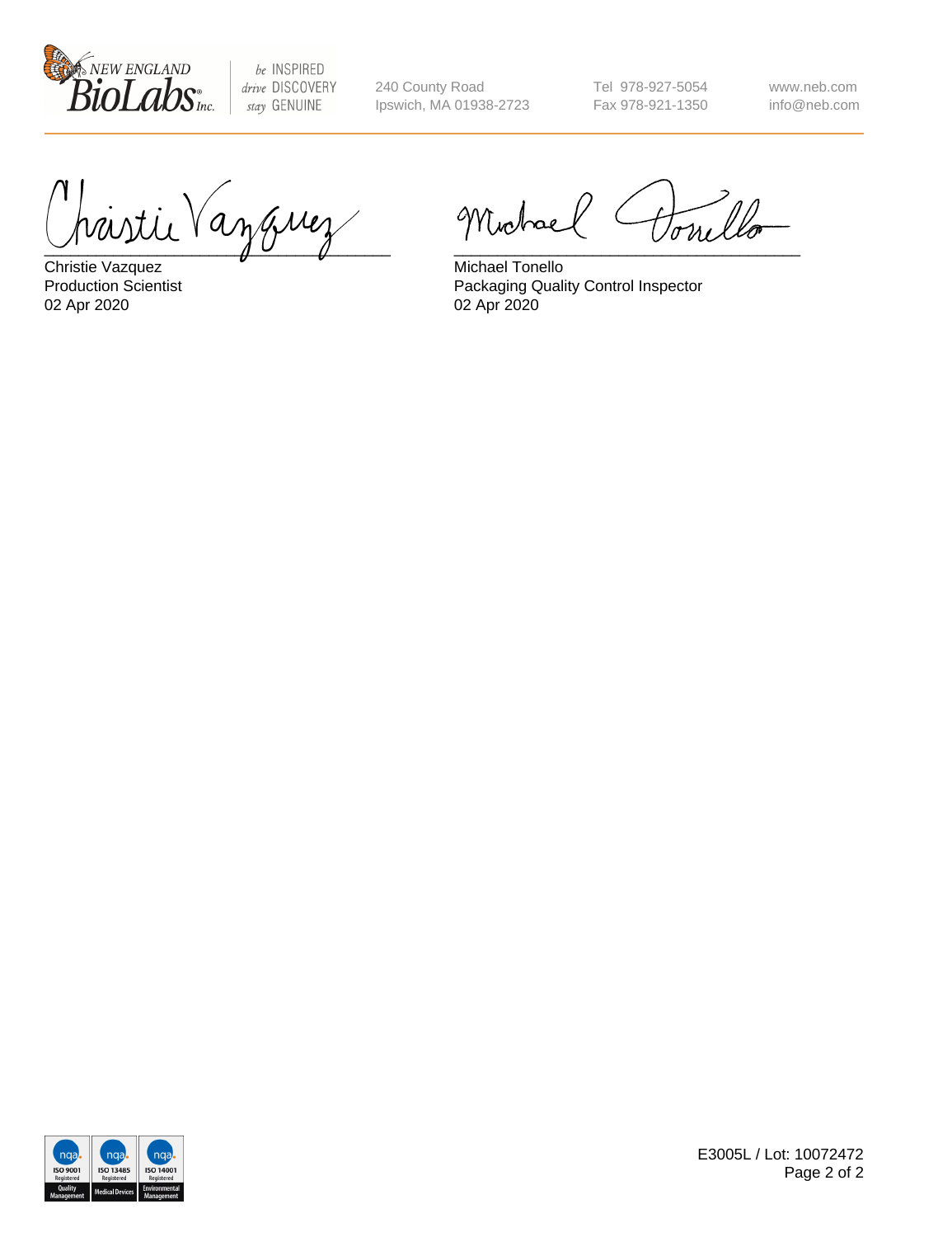NEW ENGLAND BioLabs® Inc.

be INSPIRED
drive DISCOVERY
stay GENUINE

240 County Road
Ipswich, MA 01938-2723

Tel 978-927-5054
Fax 978-921-1350

www.neb.com
info@neb.com

Christie Vazquez
Production Scientist
02 Apr 2020

Michael Tonello
Packaging Quality Control Inspector
02 Apr 2020

nqa ISO 9001 Registered Quality Management | nqa ISO 13485 Registered Medical Devices | nqa ISO 14001 Registered Environmental Management

E3005L / Lot: 10072472